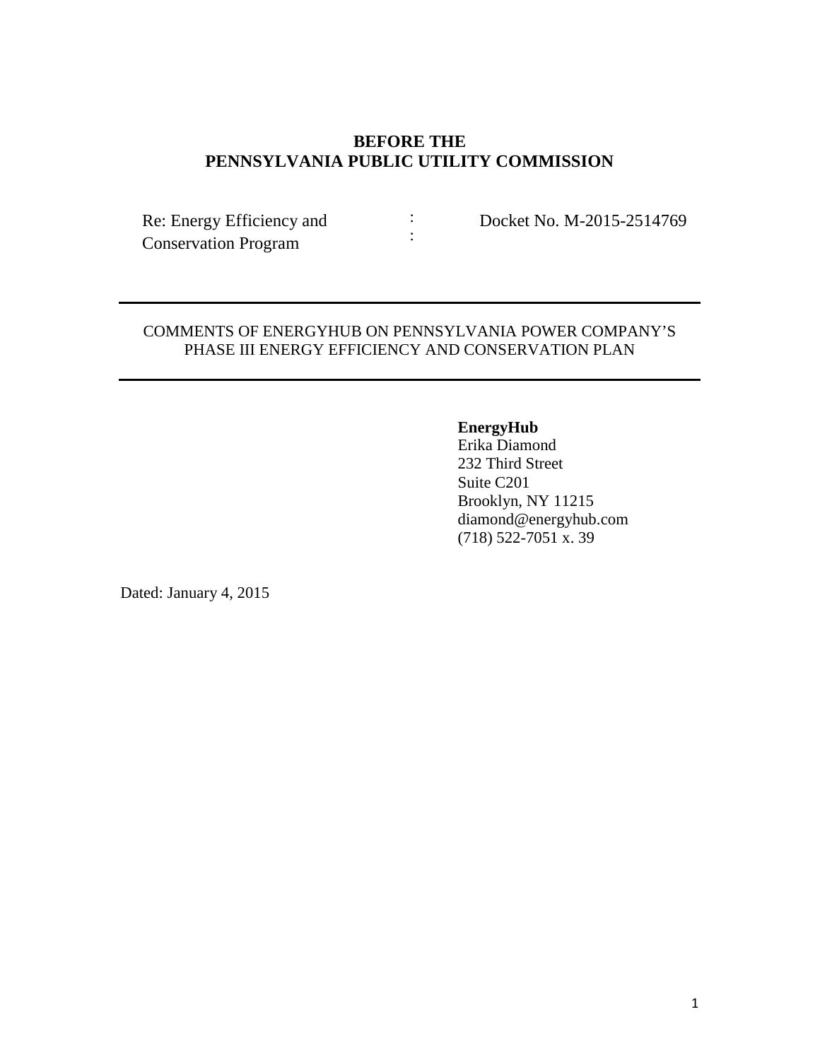# BEFORE THE
# PENNSYLVANIA PUBLIC UTILITY COMMISSION

| Re: Energy Efficiency and Conservation Program | : : | Docket No. M-2015-2514769 |
|---|---|---|

---

COMMENTS OF ENERGYHUB ON PENNSYLVANIA POWER COMPANY'S PHASE III ENERGY EFFICIENCY AND CONSERVATION PLAN

---

**EnergyHub**
Erika Diamond
232 Third Street
Suite C201
Brooklyn, NY 11215
diamond@energyhub.com
(718) 522-7051 x. 39

Dated: January 4, 2015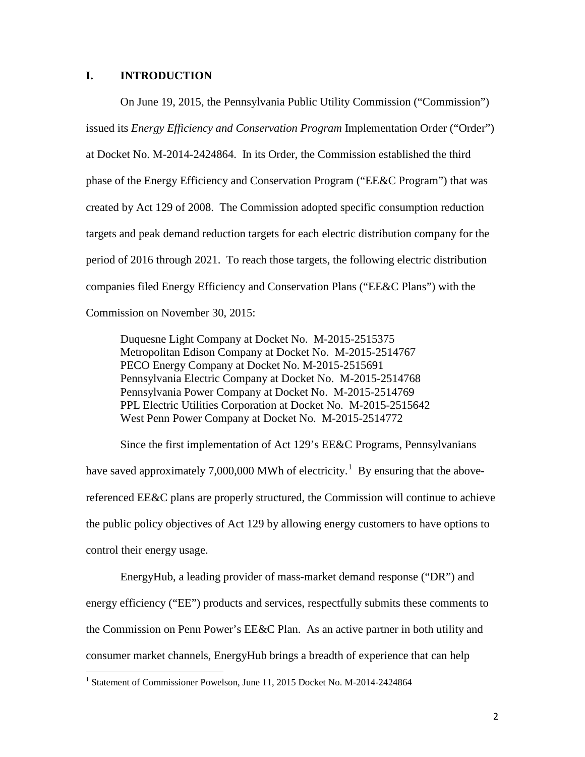# I. INTRODUCTION

On June 19, 2015, the Pennsylvania Public Utility Commission ("Commission") issued its *Energy Efficiency and Conservation Program* Implementation Order ("Order") at Docket No. M-2014-2424864. In its Order, the Commission established the third phase of the Energy Efficiency and Conservation Program ("EE&C Program") that was created by Act 129 of 2008. The Commission adopted specific consumption reduction targets and peak demand reduction targets for each electric distribution company for the period of 2016 through 2021. To reach those targets, the following electric distribution companies filed Energy Efficiency and Conservation Plans ("EE&C Plans") with the Commission on November 30, 2015:

Duquesne Light Company at Docket No. M-2015-2515375
Metropolitan Edison Company at Docket No. M-2015-2514767
PECO Energy Company at Docket No. M-2015-2515691
Pennsylvania Electric Company at Docket No. M-2015-2514768
Pennsylvania Power Company at Docket No. M-2015-2514769
PPL Electric Utilities Corporation at Docket No. M-2015-2515642
West Penn Power Company at Docket No. M-2015-2514772

Since the first implementation of Act 129's EE&C Programs, Pennsylvanians have saved approximately 7,000,000 MWh of electricity.[1] By ensuring that the above-referenced EE&C plans are properly structured, the Commission will continue to achieve the public policy objectives of Act 129 by allowing energy customers to have options to control their energy usage.

EnergyHub, a leading provider of mass-market demand response ("DR") and energy efficiency ("EE") products and services, respectfully submits these comments to the Commission on Penn Power's EE&C Plan. As an active partner in both utility and consumer market channels, EnergyHub brings a breadth of experience that can help

[1] Statement of Commissioner Powelson, June 11, 2015 Docket No. M-2014-2424864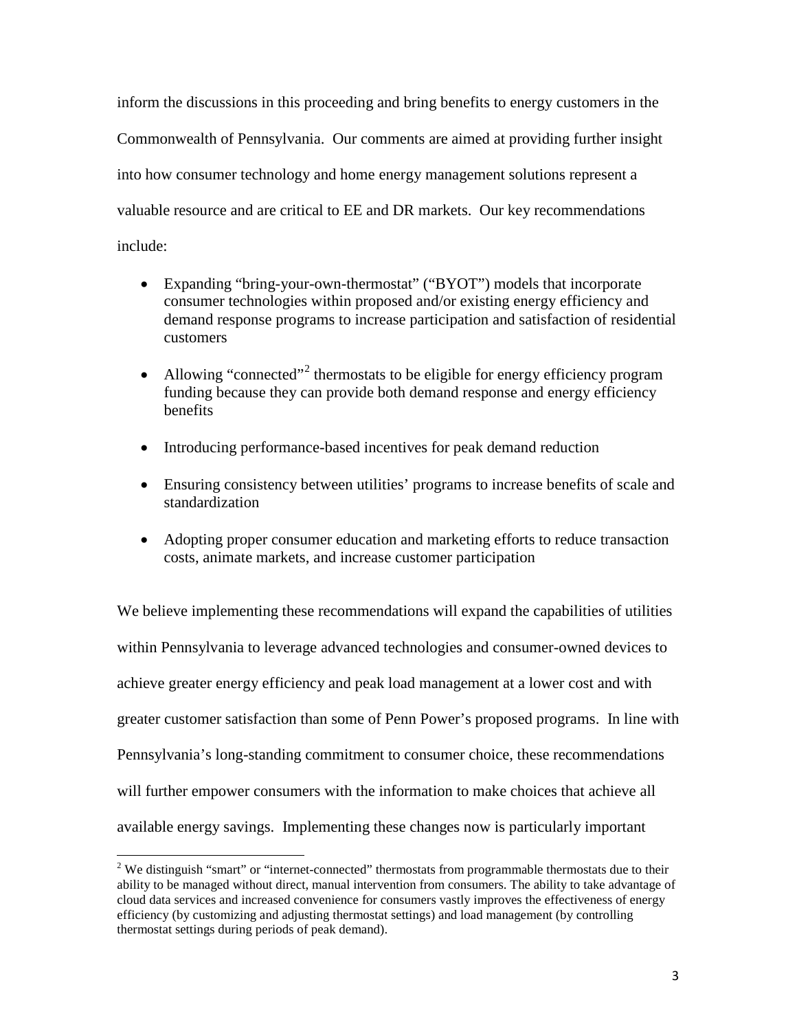inform the discussions in this proceeding and bring benefits to energy customers in the Commonwealth of Pennsylvania. Our comments are aimed at providing further insight into how consumer technology and home energy management solutions represent a valuable resource and are critical to EE and DR markets. Our key recommendations include:

- Expanding "bring-your-own-thermostat" ("BYOT") models that incorporate consumer technologies within proposed and/or existing energy efficiency and demand response programs to increase participation and satisfaction of residential customers
- Allowing "connected"[2] thermostats to be eligible for energy efficiency program funding because they can provide both demand response and energy efficiency benefits
- Introducing performance-based incentives for peak demand reduction
- Ensuring consistency between utilities' programs to increase benefits of scale and standardization
- Adopting proper consumer education and marketing efforts to reduce transaction costs, animate markets, and increase customer participation

We believe implementing these recommendations will expand the capabilities of utilities within Pennsylvania to leverage advanced technologies and consumer-owned devices to achieve greater energy efficiency and peak load management at a lower cost and with greater customer satisfaction than some of Penn Power's proposed programs. In line with Pennsylvania's long-standing commitment to consumer choice, these recommendations will further empower consumers with the information to make choices that achieve all available energy savings. Implementing these changes now is particularly important

[2] We distinguish "smart" or "internet-connected" thermostats from programmable thermostats due to their ability to be managed without direct, manual intervention from consumers. The ability to take advantage of cloud data services and increased convenience for consumers vastly improves the effectiveness of energy efficiency (by customizing and adjusting thermostat settings) and load management (by controlling thermostat settings during periods of peak demand).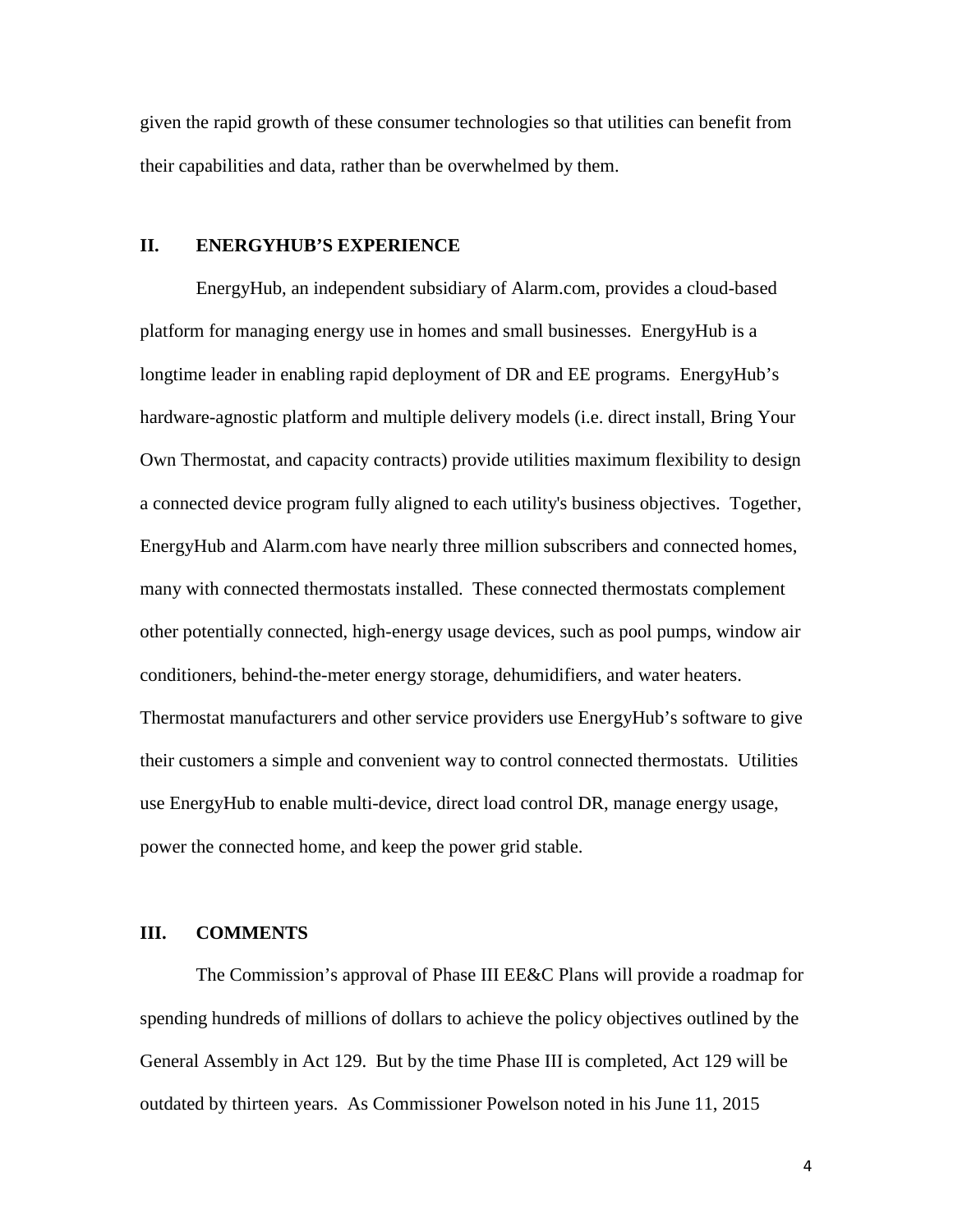given the rapid growth of these consumer technologies so that utilities can benefit from their capabilities and data, rather than be overwhelmed by them.

## II. ENERGYHUB'S EXPERIENCE

EnergyHub, an independent subsidiary of Alarm.com, provides a cloud-based platform for managing energy use in homes and small businesses. EnergyHub is a longtime leader in enabling rapid deployment of DR and EE programs. EnergyHub's hardware-agnostic platform and multiple delivery models (i.e. direct install, Bring Your Own Thermostat, and capacity contracts) provide utilities maximum flexibility to design a connected device program fully aligned to each utility's business objectives. Together, EnergyHub and Alarm.com have nearly three million subscribers and connected homes, many with connected thermostats installed. These connected thermostats complement other potentially connected, high-energy usage devices, such as pool pumps, window air conditioners, behind-the-meter energy storage, dehumidifiers, and water heaters. Thermostat manufacturers and other service providers use EnergyHub's software to give their customers a simple and convenient way to control connected thermostats. Utilities use EnergyHub to enable multi-device, direct load control DR, manage energy usage, power the connected home, and keep the power grid stable.

## III. COMMENTS

The Commission's approval of Phase III EE&C Plans will provide a roadmap for spending hundreds of millions of dollars to achieve the policy objectives outlined by the General Assembly in Act 129. But by the time Phase III is completed, Act 129 will be outdated by thirteen years. As Commissioner Powelson noted in his June 11, 2015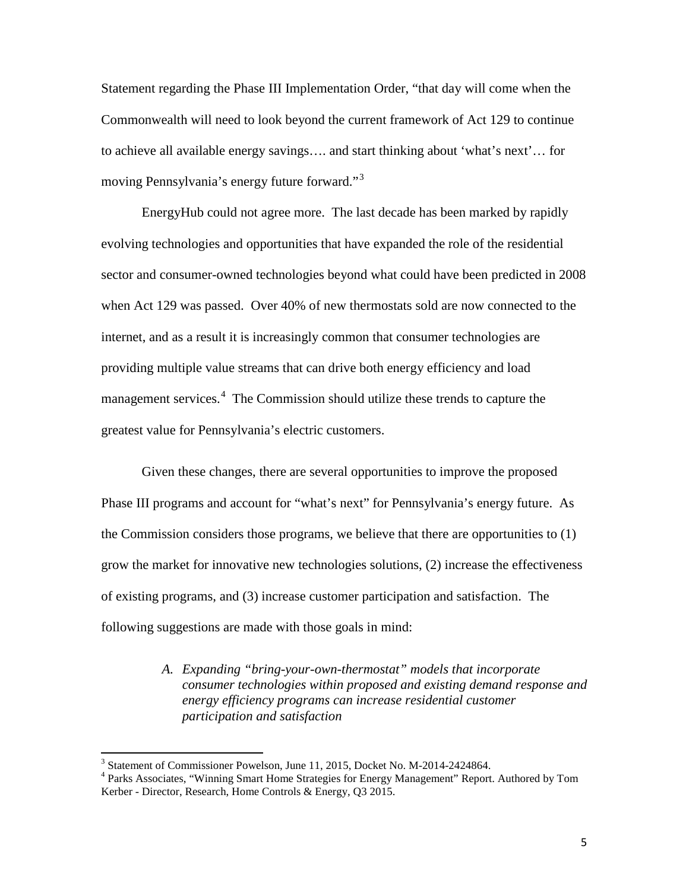Statement regarding the Phase III Implementation Order, "that day will come when the Commonwealth will need to look beyond the current framework of Act 129 to continue to achieve all available energy savings…. and start thinking about 'what's next'… for moving Pennsylvania's energy future forward."[3]

EnergyHub could not agree more. The last decade has been marked by rapidly evolving technologies and opportunities that have expanded the role of the residential sector and consumer-owned technologies beyond what could have been predicted in 2008 when Act 129 was passed. Over 40% of new thermostats sold are now connected to the internet, and as a result it is increasingly common that consumer technologies are providing multiple value streams that can drive both energy efficiency and load management services.[4] The Commission should utilize these trends to capture the greatest value for Pennsylvania's electric customers.

Given these changes, there are several opportunities to improve the proposed Phase III programs and account for "what's next" for Pennsylvania's energy future. As the Commission considers those programs, we believe that there are opportunities to (1) grow the market for innovative new technologies solutions, (2) increase the effectiveness of existing programs, and (3) increase customer participation and satisfaction. The following suggestions are made with those goals in mind:

*A. Expanding "bring-your-own-thermostat" models that incorporate consumer technologies within proposed and existing demand response and energy efficiency programs can increase residential customer participation and satisfaction*

---

[3] Statement of Commissioner Powelson, June 11, 2015, Docket No. M-2014-2424864.

[4] Parks Associates, "Winning Smart Home Strategies for Energy Management" Report. Authored by Tom Kerber - Director, Research, Home Controls & Energy, Q3 2015.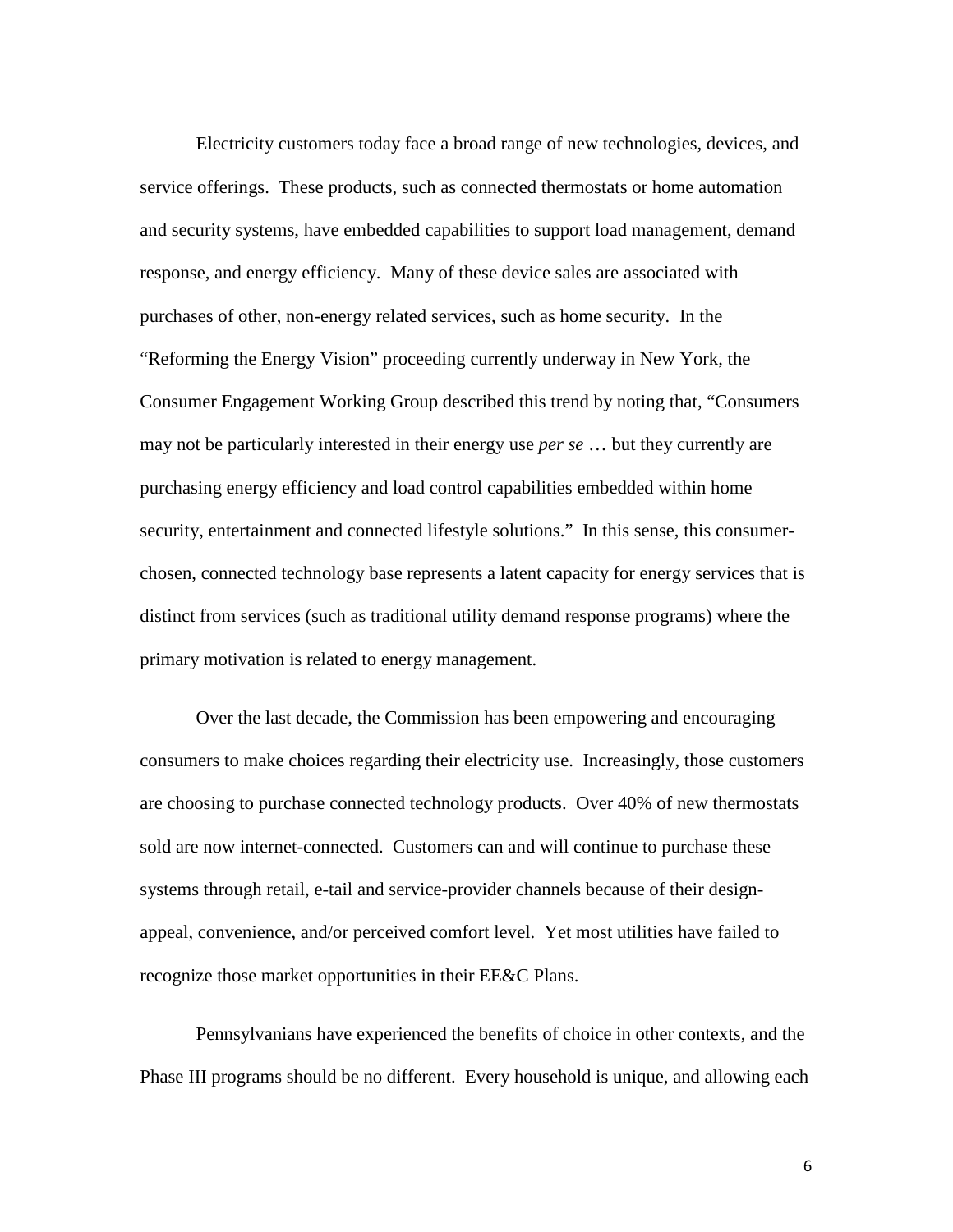Electricity customers today face a broad range of new technologies, devices, and service offerings. These products, such as connected thermostats or home automation and security systems, have embedded capabilities to support load management, demand response, and energy efficiency. Many of these device sales are associated with purchases of other, non-energy related services, such as home security. In the "Reforming the Energy Vision" proceeding currently underway in New York, the Consumer Engagement Working Group described this trend by noting that, "Consumers may not be particularly interested in their energy use *per se* … but they currently are purchasing energy efficiency and load control capabilities embedded within home security, entertainment and connected lifestyle solutions." In this sense, this consumer-chosen, connected technology base represents a latent capacity for energy services that is distinct from services (such as traditional utility demand response programs) where the primary motivation is related to energy management.

Over the last decade, the Commission has been empowering and encouraging consumers to make choices regarding their electricity use. Increasingly, those customers are choosing to purchase connected technology products. Over 40% of new thermostats sold are now internet-connected. Customers can and will continue to purchase these systems through retail, e-tail and service-provider channels because of their design-appeal, convenience, and/or perceived comfort level. Yet most utilities have failed to recognize those market opportunities in their EE&C Plans.

Pennsylvanians have experienced the benefits of choice in other contexts, and the Phase III programs should be no different. Every household is unique, and allowing each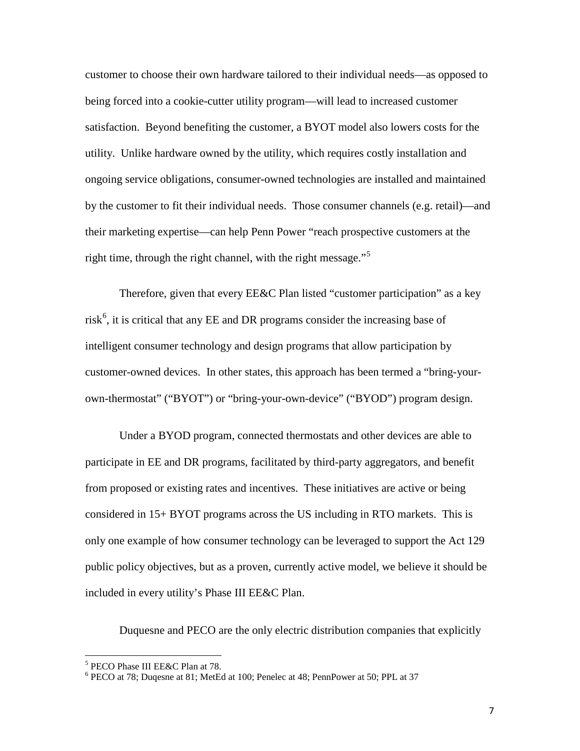customer to choose their own hardware tailored to their individual needs—as opposed to being forced into a cookie-cutter utility program—will lead to increased customer satisfaction. Beyond benefiting the customer, a BYOT model also lowers costs for the utility. Unlike hardware owned by the utility, which requires costly installation and ongoing service obligations, consumer-owned technologies are installed and maintained by the customer to fit their individual needs. Those consumer channels (e.g. retail)—and their marketing expertise—can help Penn Power "reach prospective customers at the right time, through the right channel, with the right message."[5]

Therefore, given that every EE&C Plan listed "customer participation" as a key risk[6], it is critical that any EE and DR programs consider the increasing base of intelligent consumer technology and design programs that allow participation by customer-owned devices. In other states, this approach has been termed a "bring-your-own-thermostat" ("BYOT") or "bring-your-own-device" ("BYOD") program design.

Under a BYOD program, connected thermostats and other devices are able to participate in EE and DR programs, facilitated by third-party aggregators, and benefit from proposed or existing rates and incentives. These initiatives are active or being considered in 15+ BYOT programs across the US including in RTO markets. This is only one example of how consumer technology can be leveraged to support the Act 129 public policy objectives, but as a proven, currently active model, we believe it should be included in every utility's Phase III EE&C Plan.

Duquesne and PECO are the only electric distribution companies that explicitly

---

[5] PECO Phase III EE&C Plan at 78.

[6] PECO at 78; Duqesne at 81; MetEd at 100; Penelec at 48; PennPower at 50; PPL at 37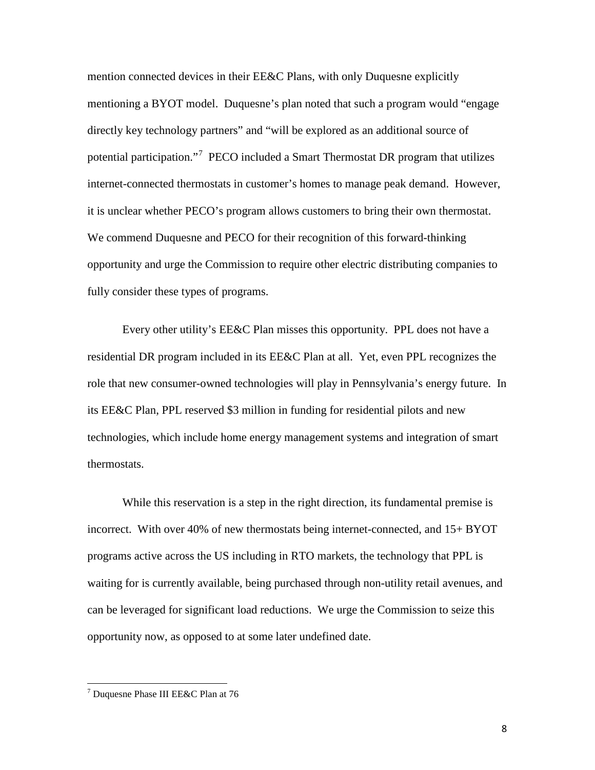mention connected devices in their EE&C Plans, with only Duquesne explicitly mentioning a BYOT model. Duquesne's plan noted that such a program would "engage directly key technology partners" and "will be explored as an additional source of potential participation."[7] PECO included a Smart Thermostat DR program that utilizes internet-connected thermostats in customer's homes to manage peak demand. However, it is unclear whether PECO's program allows customers to bring their own thermostat. We commend Duquesne and PECO for their recognition of this forward-thinking opportunity and urge the Commission to require other electric distributing companies to fully consider these types of programs.

Every other utility's EE&C Plan misses this opportunity. PPL does not have a residential DR program included in its EE&C Plan at all. Yet, even PPL recognizes the role that new consumer-owned technologies will play in Pennsylvania's energy future. In its EE&C Plan, PPL reserved $3 million in funding for residential pilots and new technologies, which include home energy management systems and integration of smart thermostats.

While this reservation is a step in the right direction, its fundamental premise is incorrect. With over 40% of new thermostats being internet-connected, and 15+ BYOT programs active across the US including in RTO markets, the technology that PPL is waiting for is currently available, being purchased through non-utility retail avenues, and can be leveraged for significant load reductions. We urge the Commission to seize this opportunity now, as opposed to at some later undefined date.

---

[7] Duquesne Phase III EE&C Plan at 76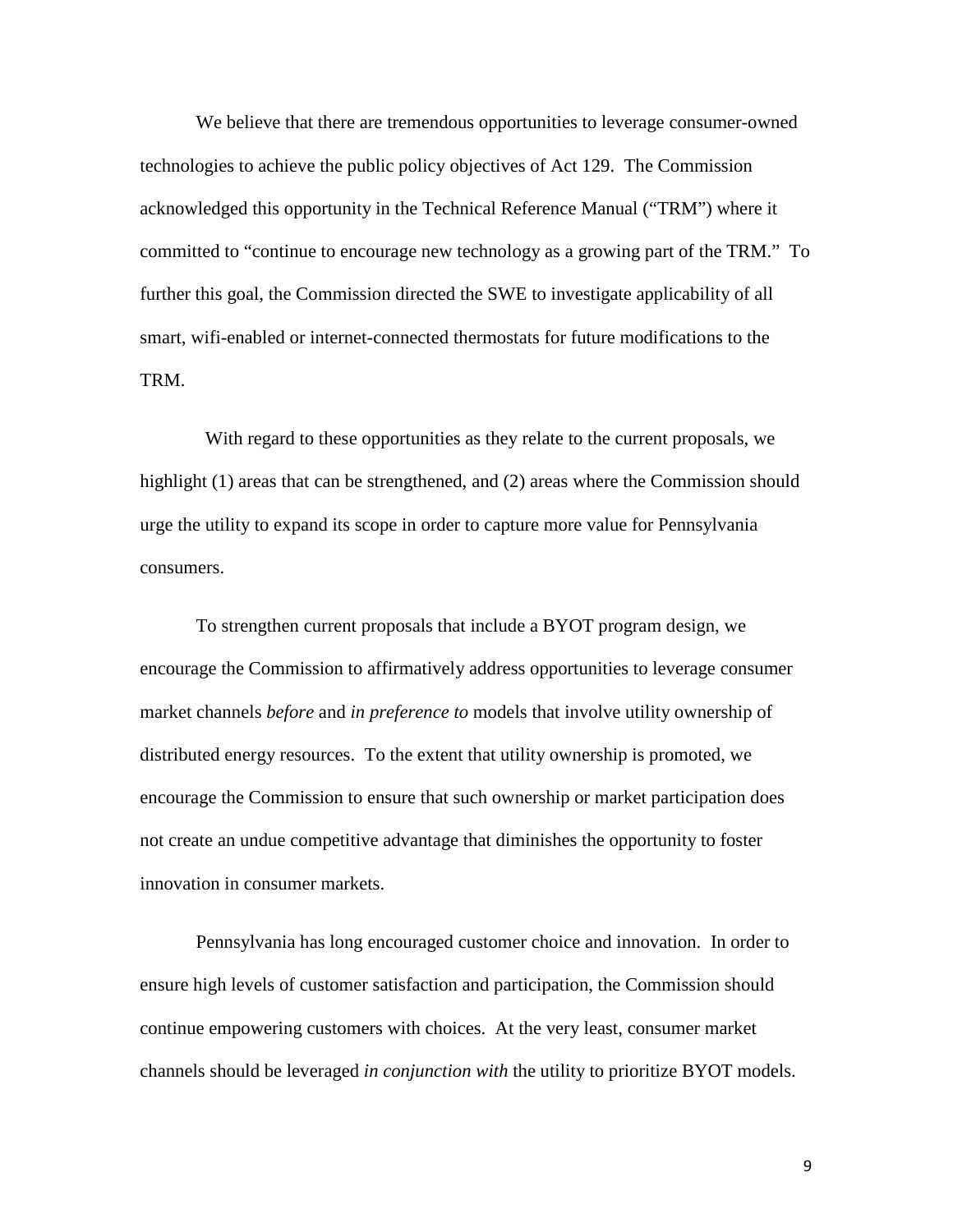We believe that there are tremendous opportunities to leverage consumer-owned technologies to achieve the public policy objectives of Act 129. The Commission acknowledged this opportunity in the Technical Reference Manual ("TRM") where it committed to "continue to encourage new technology as a growing part of the TRM." To further this goal, the Commission directed the SWE to investigate applicability of all smart, wifi-enabled or internet-connected thermostats for future modifications to the TRM.

With regard to these opportunities as they relate to the current proposals, we highlight (1) areas that can be strengthened, and (2) areas where the Commission should urge the utility to expand its scope in order to capture more value for Pennsylvania consumers.

To strengthen current proposals that include a BYOT program design, we encourage the Commission to affirmatively address opportunities to leverage consumer market channels *before* and *in preference to* models that involve utility ownership of distributed energy resources. To the extent that utility ownership is promoted, we encourage the Commission to ensure that such ownership or market participation does not create an undue competitive advantage that diminishes the opportunity to foster innovation in consumer markets.

Pennsylvania has long encouraged customer choice and innovation. In order to ensure high levels of customer satisfaction and participation, the Commission should continue empowering customers with choices. At the very least, consumer market channels should be leveraged *in conjunction with* the utility to prioritize BYOT models.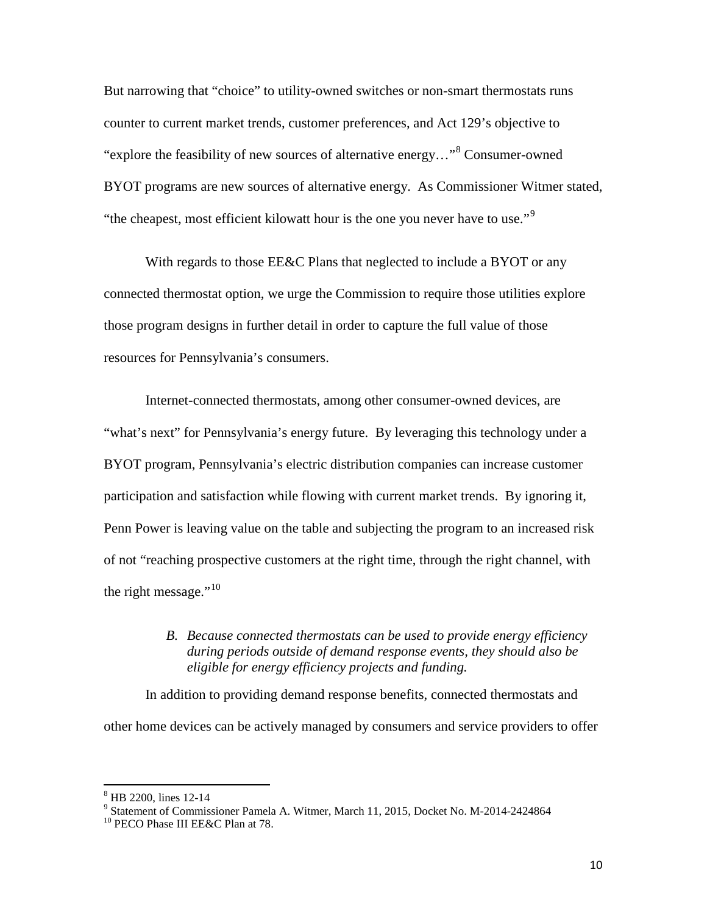But narrowing that "choice" to utility-owned switches or non-smart thermostats runs counter to current market trends, customer preferences, and Act 129's objective to "explore the feasibility of new sources of alternative energy…"[8] Consumer-owned BYOT programs are new sources of alternative energy. As Commissioner Witmer stated, "the cheapest, most efficient kilowatt hour is the one you never have to use."[9]

With regards to those EE&C Plans that neglected to include a BYOT or any connected thermostat option, we urge the Commission to require those utilities explore those program designs in further detail in order to capture the full value of those resources for Pennsylvania's consumers.

Internet-connected thermostats, among other consumer-owned devices, are "what's next" for Pennsylvania's energy future. By leveraging this technology under a BYOT program, Pennsylvania's electric distribution companies can increase customer participation and satisfaction while flowing with current market trends. By ignoring it, Penn Power is leaving value on the table and subjecting the program to an increased risk of not "reaching prospective customers at the right time, through the right channel, with the right message."[10]

> *B. Because connected thermostats can be used to provide energy efficiency during periods outside of demand response events, they should also be eligible for energy efficiency projects and funding.*

In addition to providing demand response benefits, connected thermostats and other home devices can be actively managed by consumers and service providers to offer

---

[8] HB 2200, lines 12-14

[9] Statement of Commissioner Pamela A. Witmer, March 11, 2015, Docket No. M-2014-2424864

[10] PECO Phase III EE&C Plan at 78.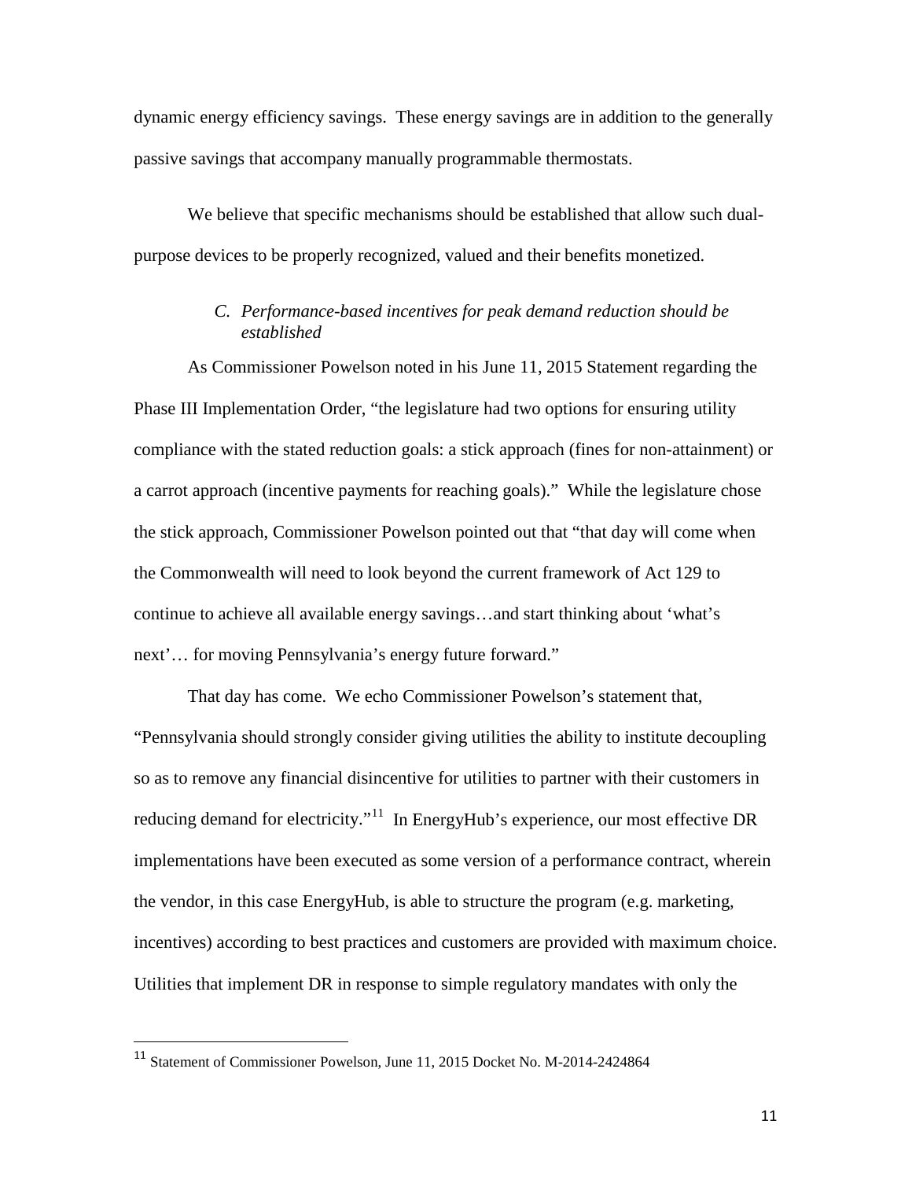dynamic energy efficiency savings. These energy savings are in addition to the generally passive savings that accompany manually programmable thermostats.

We believe that specific mechanisms should be established that allow such dual-purpose devices to be properly recognized, valued and their benefits monetized.

### *C. Performance-based incentives for peak demand reduction should be established*

As Commissioner Powelson noted in his June 11, 2015 Statement regarding the Phase III Implementation Order, "the legislature had two options for ensuring utility compliance with the stated reduction goals: a stick approach (fines for non-attainment) or a carrot approach (incentive payments for reaching goals)." While the legislature chose the stick approach, Commissioner Powelson pointed out that "that day will come when the Commonwealth will need to look beyond the current framework of Act 129 to continue to achieve all available energy savings…and start thinking about 'what's next'… for moving Pennsylvania's energy future forward."

That day has come. We echo Commissioner Powelson's statement that, "Pennsylvania should strongly consider giving utilities the ability to institute decoupling so as to remove any financial disincentive for utilities to partner with their customers in reducing demand for electricity."[11] In EnergyHub's experience, our most effective DR implementations have been executed as some version of a performance contract, wherein the vendor, in this case EnergyHub, is able to structure the program (e.g. marketing, incentives) according to best practices and customers are provided with maximum choice. Utilities that implement DR in response to simple regulatory mandates with only the

[11] Statement of Commissioner Powelson, June 11, 2015 Docket No. M-2014-2424864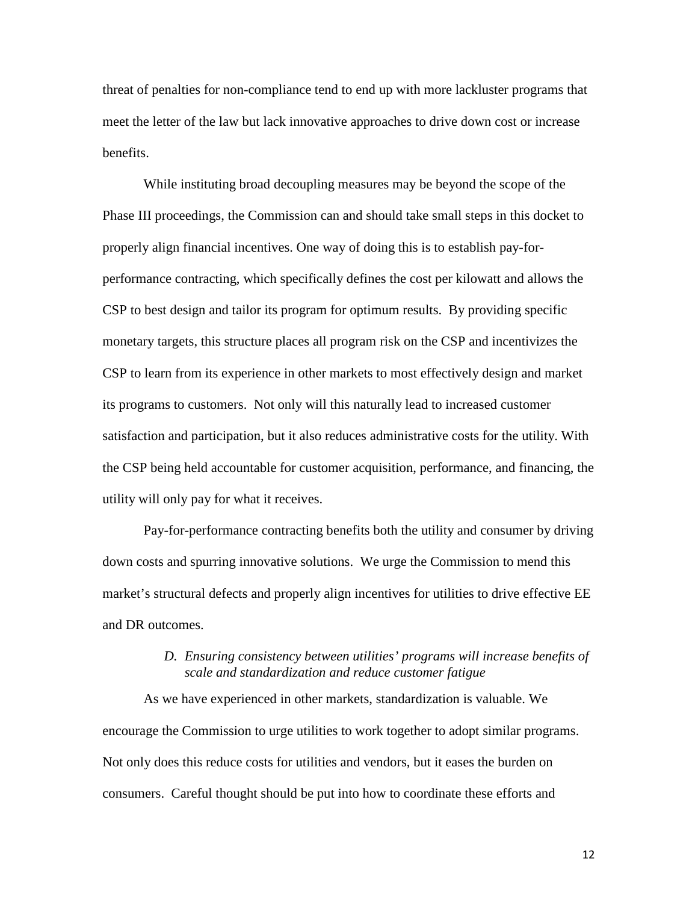threat of penalties for non-compliance tend to end up with more lackluster programs that meet the letter of the law but lack innovative approaches to drive down cost or increase benefits.

While instituting broad decoupling measures may be beyond the scope of the Phase III proceedings, the Commission can and should take small steps in this docket to properly align financial incentives. One way of doing this is to establish pay-for-performance contracting, which specifically defines the cost per kilowatt and allows the CSP to best design and tailor its program for optimum results. By providing specific monetary targets, this structure places all program risk on the CSP and incentivizes the CSP to learn from its experience in other markets to most effectively design and market its programs to customers. Not only will this naturally lead to increased customer satisfaction and participation, but it also reduces administrative costs for the utility. With the CSP being held accountable for customer acquisition, performance, and financing, the utility will only pay for what it receives.

Pay-for-performance contracting benefits both the utility and consumer by driving down costs and spurring innovative solutions. We urge the Commission to mend this market's structural defects and properly align incentives for utilities to drive effective EE and DR outcomes.

### *D. Ensuring consistency between utilities' programs will increase benefits of scale and standardization and reduce customer fatigue*

As we have experienced in other markets, standardization is valuable. We encourage the Commission to urge utilities to work together to adopt similar programs. Not only does this reduce costs for utilities and vendors, but it eases the burden on consumers. Careful thought should be put into how to coordinate these efforts and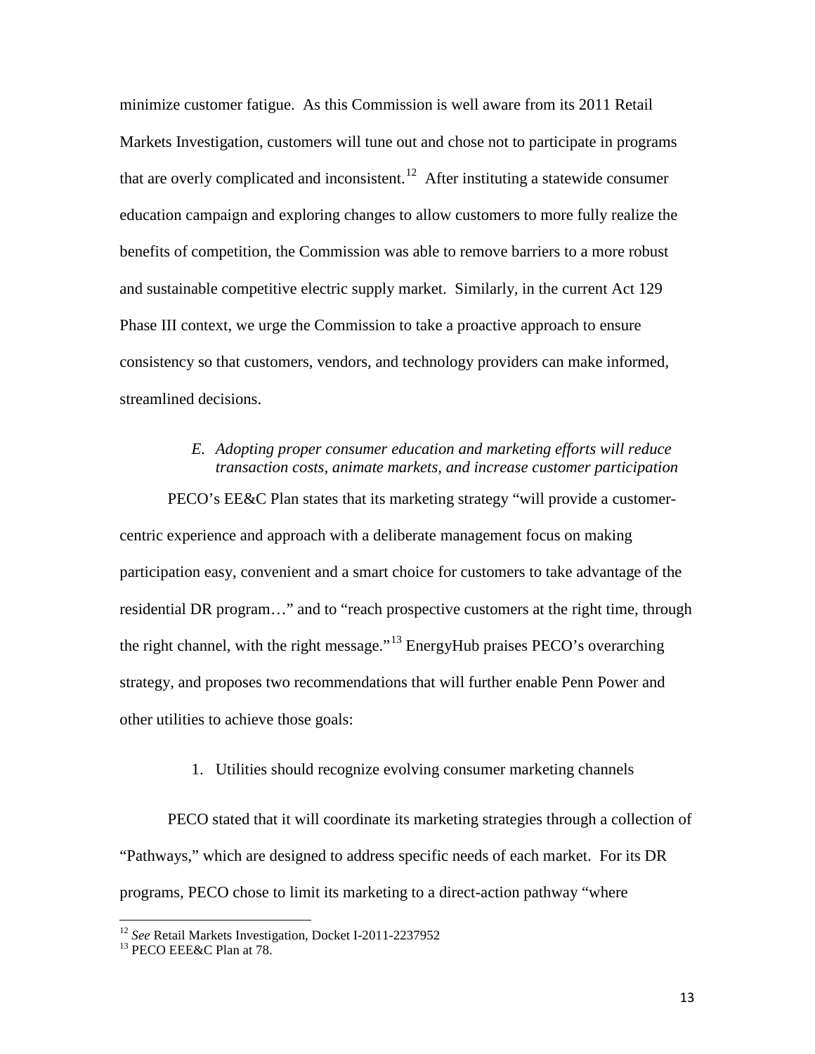minimize customer fatigue. As this Commission is well aware from its 2011 Retail Markets Investigation, customers will tune out and chose not to participate in programs that are overly complicated and inconsistent.[12] After instituting a statewide consumer education campaign and exploring changes to allow customers to more fully realize the benefits of competition, the Commission was able to remove barriers to a more robust and sustainable competitive electric supply market. Similarly, in the current Act 129 Phase III context, we urge the Commission to take a proactive approach to ensure consistency so that customers, vendors, and technology providers can make informed, streamlined decisions.

### *E. Adopting proper consumer education and marketing efforts will reduce transaction costs, animate markets, and increase customer participation*

PECO's EE&C Plan states that its marketing strategy "will provide a customer-centric experience and approach with a deliberate management focus on making participation easy, convenient and a smart choice for customers to take advantage of the residential DR program…" and to "reach prospective customers at the right time, through the right channel, with the right message."[13] EnergyHub praises PECO's overarching strategy, and proposes two recommendations that will further enable Penn Power and other utilities to achieve those goals:

1. Utilities should recognize evolving consumer marketing channels

PECO stated that it will coordinate its marketing strategies through a collection of "Pathways," which are designed to address specific needs of each market. For its DR programs, PECO chose to limit its marketing to a direct-action pathway "where

---

[12] *See* Retail Markets Investigation, Docket I-2011-2237952

[13] PECO EEE&C Plan at 78.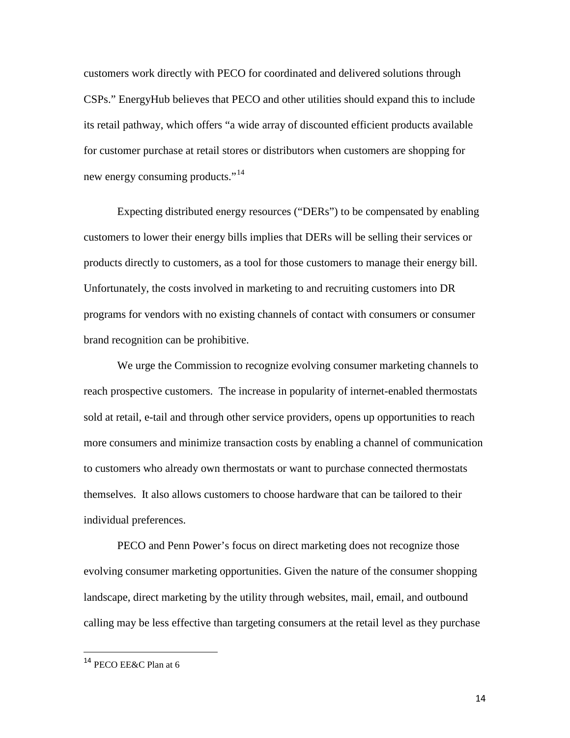customers work directly with PECO for coordinated and delivered solutions through CSPs." EnergyHub believes that PECO and other utilities should expand this to include its retail pathway, which offers "a wide array of discounted efficient products available for customer purchase at retail stores or distributors when customers are shopping for new energy consuming products."[14]

Expecting distributed energy resources ("DERs") to be compensated by enabling customers to lower their energy bills implies that DERs will be selling their services or products directly to customers, as a tool for those customers to manage their energy bill. Unfortunately, the costs involved in marketing to and recruiting customers into DR programs for vendors with no existing channels of contact with consumers or consumer brand recognition can be prohibitive.

We urge the Commission to recognize evolving consumer marketing channels to reach prospective customers. The increase in popularity of internet-enabled thermostats sold at retail, e-tail and through other service providers, opens up opportunities to reach more consumers and minimize transaction costs by enabling a channel of communication to customers who already own thermostats or want to purchase connected thermostats themselves. It also allows customers to choose hardware that can be tailored to their individual preferences.

PECO and Penn Power's focus on direct marketing does not recognize those evolving consumer marketing opportunities. Given the nature of the consumer shopping landscape, direct marketing by the utility through websites, mail, email, and outbound calling may be less effective than targeting consumers at the retail level as they purchase

---

[14] PECO EE&C Plan at 6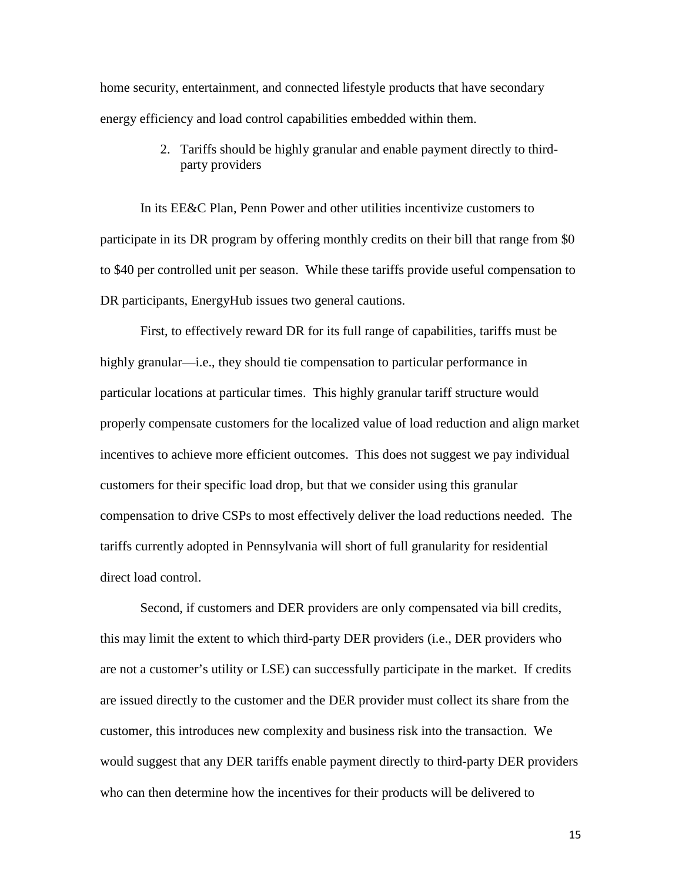home security, entertainment, and connected lifestyle products that have secondary energy efficiency and load control capabilities embedded within them.

2. Tariffs should be highly granular and enable payment directly to third-party providers

In its EE&C Plan, Penn Power and other utilities incentivize customers to participate in its DR program by offering monthly credits on their bill that range from $0 to $40 per controlled unit per season. While these tariffs provide useful compensation to DR participants, EnergyHub issues two general cautions.

First, to effectively reward DR for its full range of capabilities, tariffs must be highly granular—i.e., they should tie compensation to particular performance in particular locations at particular times. This highly granular tariff structure would properly compensate customers for the localized value of load reduction and align market incentives to achieve more efficient outcomes. This does not suggest we pay individual customers for their specific load drop, but that we consider using this granular compensation to drive CSPs to most effectively deliver the load reductions needed. The tariffs currently adopted in Pennsylvania will short of full granularity for residential direct load control.

Second, if customers and DER providers are only compensated via bill credits, this may limit the extent to which third-party DER providers (i.e., DER providers who are not a customer's utility or LSE) can successfully participate in the market. If credits are issued directly to the customer and the DER provider must collect its share from the customer, this introduces new complexity and business risk into the transaction. We would suggest that any DER tariffs enable payment directly to third-party DER providers who can then determine how the incentives for their products will be delivered to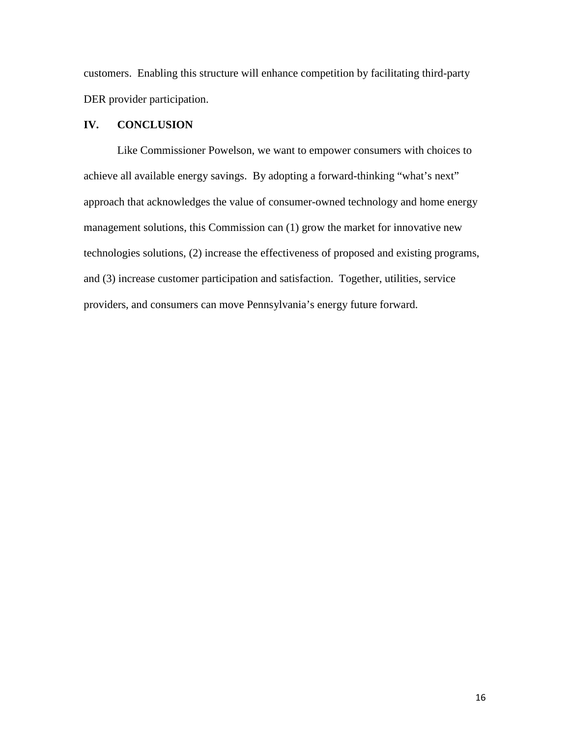customers. Enabling this structure will enhance competition by facilitating third-party DER provider participation.

## IV. CONCLUSION

Like Commissioner Powelson, we want to empower consumers with choices to achieve all available energy savings. By adopting a forward-thinking "what's next" approach that acknowledges the value of consumer-owned technology and home energy management solutions, this Commission can (1) grow the market for innovative new technologies solutions, (2) increase the effectiveness of proposed and existing programs, and (3) increase customer participation and satisfaction. Together, utilities, service providers, and consumers can move Pennsylvania's energy future forward.